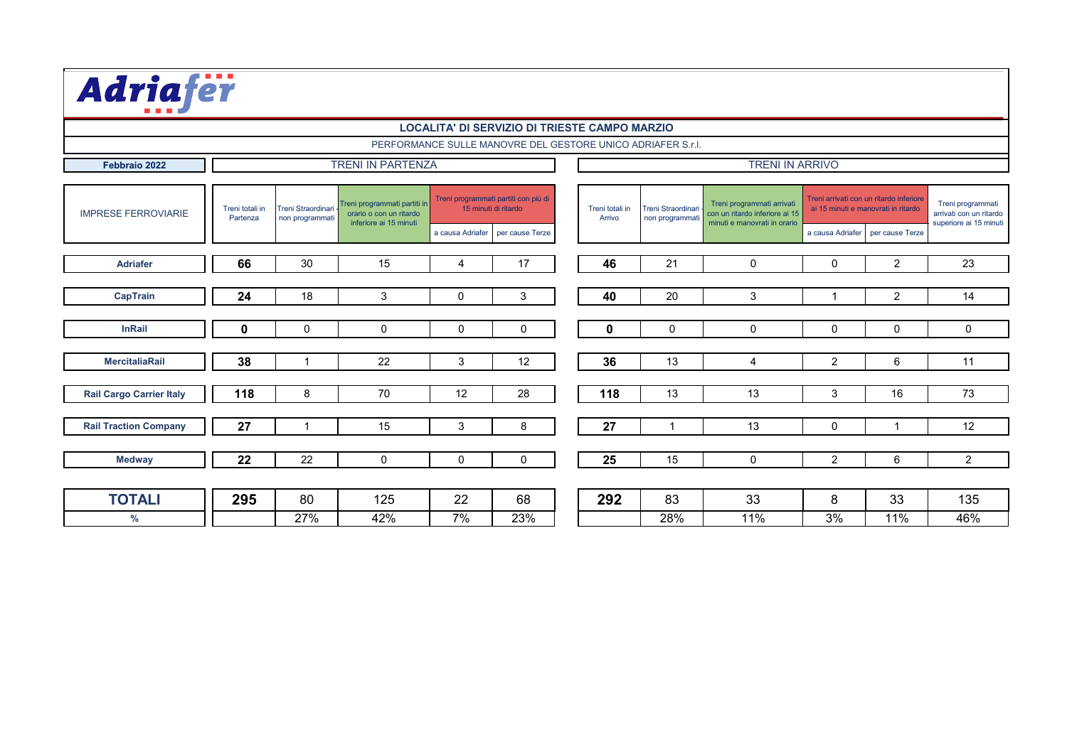Adriafer

## LOCALITA' DI SERVIZIO DI TRIESTE CAMPO MARZIO

PERFORMANCE SULLE MANOVRE DEL GESTORE UNICO ADRIAFER S.r.l.

**Febbraio 2022**

| IMPRESE FERROVIARIE | TRENI IN PARTENZA | | | | | TRENI IN ARRIVO | | | | | |
|---|---|---|---|---|---|---|---|---|---|---|---|
| | Treni totali in Partenza | Treni Straordinari - non programmati | Treni programmati partiti in orario o con un ritardo inferiore ai 15 minuti | Treni programmati partiti con più di 15 minuti di ritardo | | Treni totali in Arrivo | Treni Straordinari - non programmati | Treni programmati arrivati con un ritardo inferiore ai 15 minuti e manovrati in orario | Treni arrivati con un ritardo inferiore ai 15 minuti e manovrati in ritardo | | Treni programmati arrivati con un ritardo superiore ai 15 minuti |
| | | | | a causa Adriafer | per cause Terze | | | | a causa Adriafer | per cause Terze | |
| **Adriafer** | **66** | 30 | 15 | 4 | 17 | **46** | 21 | 0 | 0 | 2 | 23 |
| **CapTrain** | **24** | 18 | 3 | 0 | 3 | **40** | 20 | 3 | 1 | 2 | 14 |
| **InRail** | **0** | 0 | 0 | 0 | 0 | **0** | 0 | 0 | 0 | 0 | 0 |
| **MercitaliaRail** | **38** | 1 | 22 | 3 | 12 | **36** | 13 | 4 | 2 | 6 | 11 |
| **Rail Cargo Carrier Italy** | **118** | 8 | 70 | 12 | 28 | **118** | 13 | 13 | 3 | 16 | 73 |
| **Rail Traction Company** | **27** | 1 | 15 | 3 | 8 | **27** | 1 | 13 | 0 | 1 | 12 |
| **Medway** | **22** | 22 | 0 | 0 | 0 | **25** | 15 | 0 | 2 | 6 | 2 |
| **TOTALI** | **295** | 80 | 125 | 22 | 68 | **292** | 83 | 33 | 8 | 33 | 135 |
| **%** | | 27% | 42% | 7% | 23% | | 28% | 11% | 3% | 11% | 46% |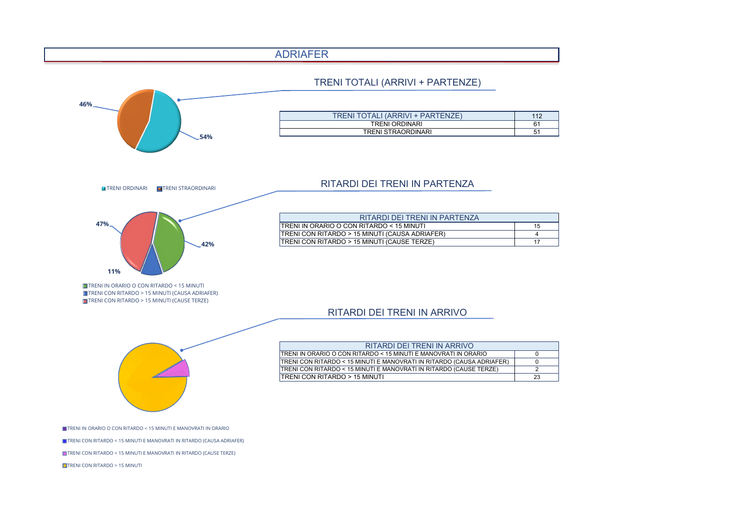# ADRIAFER

## TRENI TOTALI (ARRIVI + PARTENZE)

46%
54%

TRENI ORDINARI   TRENI STRAORDINARI

| TRENI TOTALI (ARRIVI + PARTENZE) | 112 |
|---|---|
| TRENI ORDINARI | 61 |
| TRENI STRAORDINARI | 51 |

## RITARDI DEI TRENI IN PARTENZA

47%
42%
11%

TRENI IN ORARIO O CON RITARDO < 15 MINUTI
TRENI CON RITARDO > 15 MINUTI (CAUSA ADRIAFER)
TRENI CON RITARDO > 15 MINUTI (CAUSE TERZE)

| RITARDI DEI TRENI IN PARTENZA | |
|---|---|
| TRENI IN ORARIO O CON RITARDO < 15 MINUTI | 15 |
| TRENI CON RITARDO > 15 MINUTI (CAUSA ADRIAFER) | 4 |
| TRENI CON RITARDO > 15 MINUTI (CAUSE TERZE) | 17 |

## RITARDI DEI TRENI IN ARRIVO

| RITARDI DEI TRENI IN ARRIVO | |
|---|---|
| TRENI IN ORARIO O CON RITARDO < 15 MINUTI E MANOVRATI IN ORARIO | 0 |
| TRENI CON RITARDO < 15 MINUTI E MANOVRATI IN RITARDO (CAUSA ADRIAFER) | 0 |
| TRENI CON RITARDO < 15 MINUTI E MANOVRATI IN RITARDO (CAUSE TERZE) | 2 |
| TRENI CON RITARDO > 15 MINUTI | 23 |

TRENI IN ORARIO O CON RITARDO < 15 MINUTI E MANOVRATI IN ORARIO

TRENI CON RITARDO < 15 MINUTI E MANOVRATI IN RITARDO (CAUSA ADRIAFER)

TRENI CON RITARDO < 15 MINUTI E MANOVRATI IN RITARDO (CAUSE TERZE)

TRENI CON RITARDO > 15 MINUTI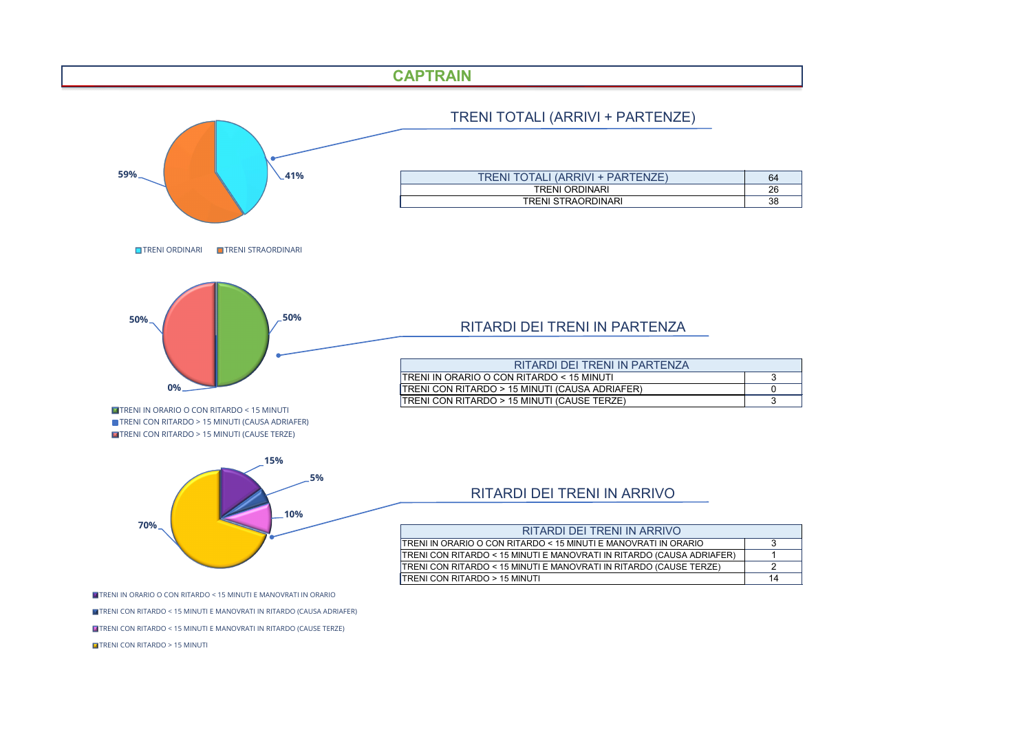# CAPTRAIN

59%
41%

TRENI ORDINARI  TRENI STRAORDINARI

## TRENI TOTALI (ARRIVI + PARTENZE)

| TRENI TOTALI (ARRIVI + PARTENZE) | 64 |
| --- | --- |
| TRENI ORDINARI | 26 |
| TRENI STRAORDINARI | 38 |

50%
50%
0%

TRENI IN ORARIO O CON RITARDO < 15 MINUTI
TRENI CON RITARDO > 15 MINUTI (CAUSA ADRIAFER)
TRENI CON RITARDO > 15 MINUTI (CAUSE TERZE)

## RITARDI DEI TRENI IN PARTENZA

| RITARDI DEI TRENI IN PARTENZA | |
| --- | --- |
| TRENI IN ORARIO O CON RITARDO < 15 MINUTI | 3 |
| TRENI CON RITARDO > 15 MINUTI (CAUSA ADRIAFER) | 0 |
| TRENI CON RITARDO > 15 MINUTI (CAUSE TERZE) | 3 |

15%
5%
10%
70%

TRENI IN ORARIO O CON RITARDO < 15 MINUTI E MANOVRATI IN ORARIO
TRENI CON RITARDO < 15 MINUTI E MANOVRATI IN RITARDO (CAUSA ADRIAFER)
TRENI CON RITARDO < 15 MINUTI E MANOVRATI IN RITARDO (CAUSE TERZE)
TRENI CON RITARDO > 15 MINUTI

## RITARDI DEI TRENI IN ARRIVO

| RITARDI DEI TRENI IN ARRIVO | |
| --- | --- |
| TRENI IN ORARIO O CON RITARDO < 15 MINUTI E MANOVRATI IN ORARIO | 3 |
| TRENI CON RITARDO < 15 MINUTI E MANOVRATI IN RITARDO (CAUSA ADRIAFER) | 1 |
| TRENI CON RITARDO < 15 MINUTI E MANOVRATI IN RITARDO (CAUSE TERZE) | 2 |
| TRENI CON RITARDO > 15 MINUTI | 14 |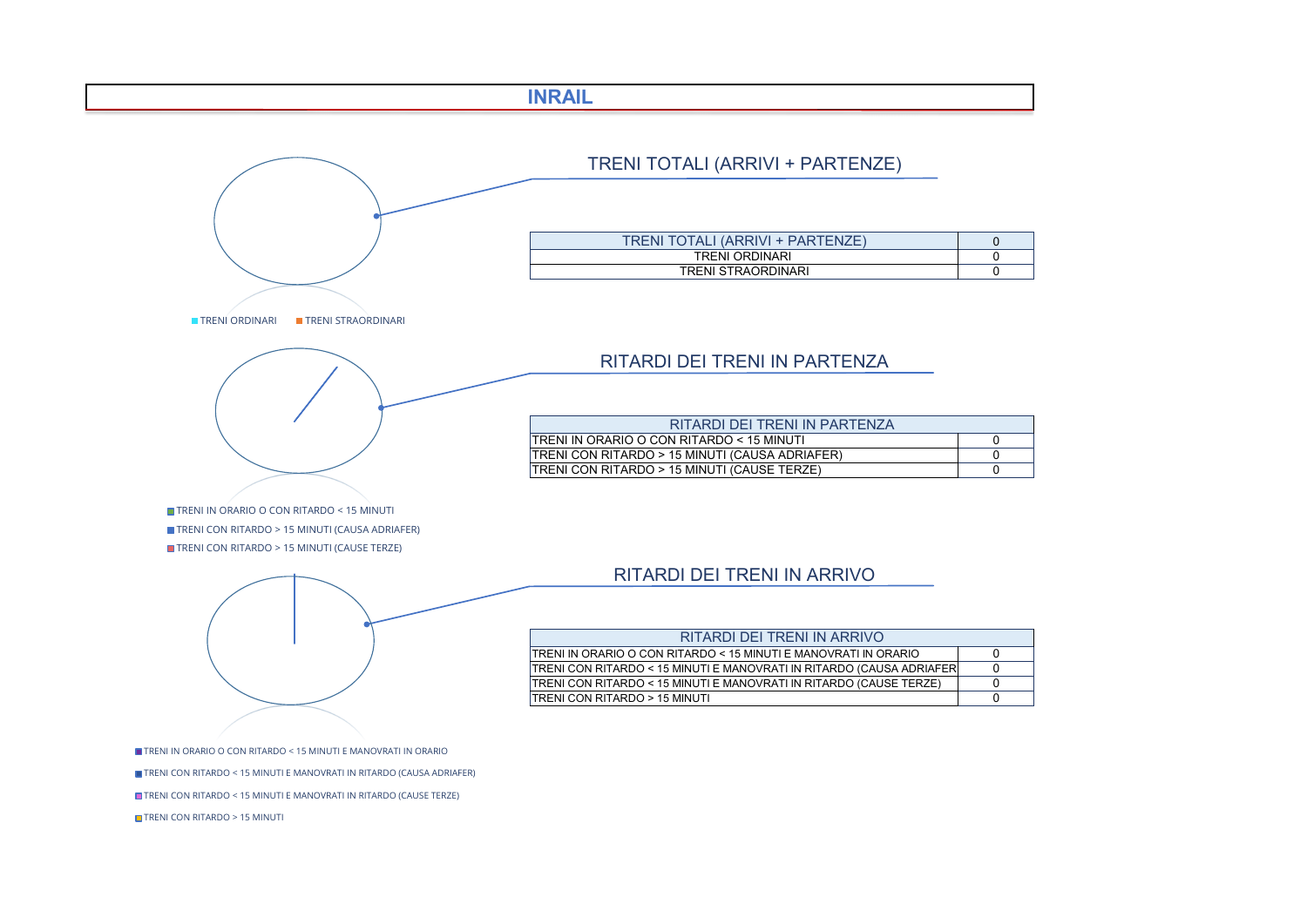# INRAIL

## TRENI TOTALI (ARRIVI + PARTENZE)

| TRENI TOTALI (ARRIVI + PARTENZE) | 0 |
|---|---|
| TRENI ORDINARI | 0 |
| TRENI STRAORDINARI | 0 |

TRENI ORDINARI   TRENI STRAORDINARI

## RITARDI DEI TRENI IN PARTENZA

| RITARDI DEI TRENI IN PARTENZA | |
|---|---|
| TRENI IN ORARIO O CON RITARDO < 15 MINUTI | 0 |
| TRENI CON RITARDO > 15 MINUTI (CAUSA ADRIAFER) | 0 |
| TRENI CON RITARDO > 15 MINUTI (CAUSE TERZE) | 0 |

TRENI IN ORARIO O CON RITARDO < 15 MINUTI

TRENI CON RITARDO > 15 MINUTI (CAUSA ADRIAFER)

TRENI CON RITARDO > 15 MINUTI (CAUSE TERZE)

## RITARDI DEI TRENI IN ARRIVO

| RITARDI DEI TRENI IN ARRIVO | |
|---|---|
| TRENI IN ORARIO O CON RITARDO < 15 MINUTI E MANOVRATI IN ORARIO | 0 |
| TRENI CON RITARDO < 15 MINUTI E MANOVRATI IN RITARDO (CAUSA ADRIAFER | 0 |
| TRENI CON RITARDO < 15 MINUTI E MANOVRATI IN RITARDO (CAUSE TERZE) | 0 |
| TRENI CON RITARDO > 15 MINUTI | 0 |

TRENI IN ORARIO O CON RITARDO < 15 MINUTI E MANOVRATI IN ORARIO

TRENI CON RITARDO < 15 MINUTI E MANOVRATI IN RITARDO (CAUSA ADRIAFER)

TRENI CON RITARDO < 15 MINUTI E MANOVRATI IN RITARDO (CAUSE TERZE)

TRENI CON RITARDO > 15 MINUTI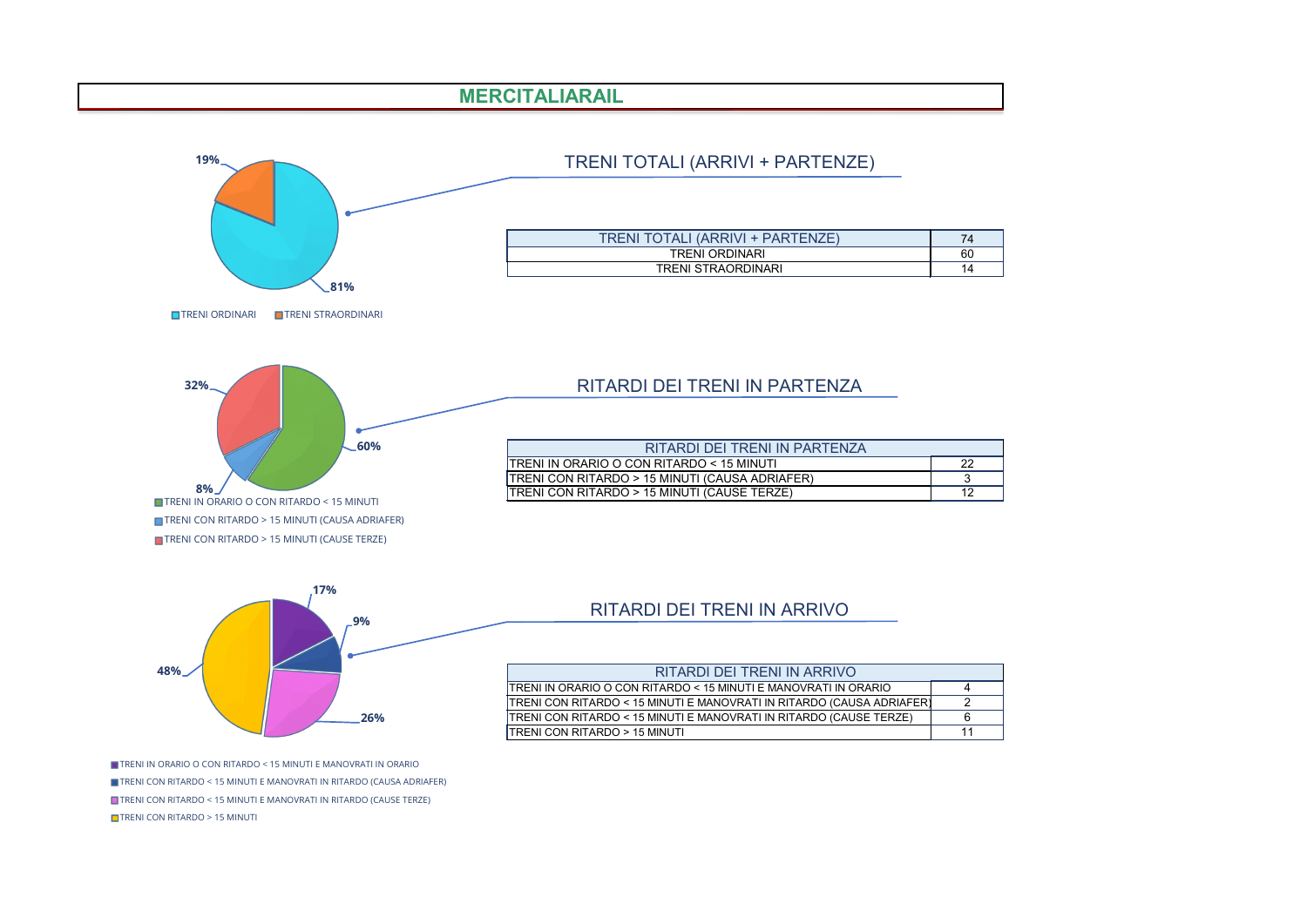# MERCITALIARAIL

## TRENI TOTALI (ARRIVI + PARTENZE)

19%

81%

TRENI ORDINARI TRENI STRAORDINARI

| TRENI TOTALI (ARRIVI + PARTENZE) | 74 |
|---|---|
| TRENI ORDINARI | 60 |
| TRENI STRAORDINARI | 14 |

## RITARDI DEI TRENI IN PARTENZA

32%

60%

8%

TRENI IN ORARIO O CON RITARDO < 15 MINUTI

TRENI CON RITARDO > 15 MINUTI (CAUSA ADRIAFER)

TRENI CON RITARDO > 15 MINUTI (CAUSE TERZE)

| RITARDI DEI TRENI IN PARTENZA | |
|---|---|
| TRENI IN ORARIO O CON RITARDO < 15 MINUTI | 22 |
| TRENI CON RITARDO > 15 MINUTI (CAUSA ADRIAFER) | 3 |
| TRENI CON RITARDO > 15 MINUTI (CAUSE TERZE) | 12 |

## RITARDI DEI TRENI IN ARRIVO

17%

9%

48%

26%

TRENI IN ORARIO O CON RITARDO < 15 MINUTI E MANOVRATI IN ORARIO

TRENI CON RITARDO < 15 MINUTI E MANOVRATI IN RITARDO (CAUSA ADRIAFER)

TRENI CON RITARDO < 15 MINUTI E MANOVRATI IN RITARDO (CAUSE TERZE)

TRENI CON RITARDO > 15 MINUTI

| RITARDI DEI TRENI IN ARRIVO | |
|---|---|
| TRENI IN ORARIO O CON RITARDO < 15 MINUTI E MANOVRATI IN ORARIO | 4 |
| TRENI CON RITARDO < 15 MINUTI E MANOVRATI IN RITARDO (CAUSA ADRIAFER) | 2 |
| TRENI CON RITARDO < 15 MINUTI E MANOVRATI IN RITARDO (CAUSE TERZE) | 6 |
| TRENI CON RITARDO > 15 MINUTI | 11 |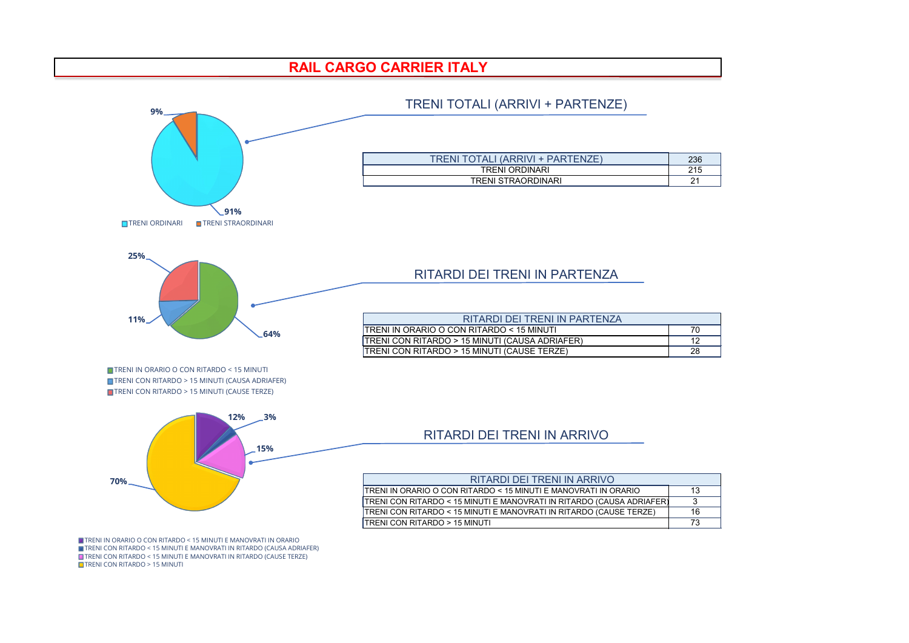# RAIL CARGO CARRIER ITALY

9%

91%

TRENI ORDINARI　TRENI STRAORDINARI

## TRENI TOTALI (ARRIVI + PARTENZE)

| TRENI TOTALI (ARRIVI + PARTENZE) | 236 |
|---|---|
| TRENI ORDINARI | 215 |
| TRENI STRAORDINARI | 21 |

25%

11%

64%

TRENI IN ORARIO O CON RITARDO < 15 MINUTI
TRENI CON RITARDO > 15 MINUTI (CAUSA ADRIAFER)
TRENI CON RITARDO > 15 MINUTI (CAUSE TERZE)

## RITARDI DEI TRENI IN PARTENZA

| RITARDI DEI TRENI IN PARTENZA | |
|---|---|
| TRENI IN ORARIO O CON RITARDO < 15 MINUTI | 70 |
| TRENI CON RITARDO > 15 MINUTI (CAUSA ADRIAFER) | 12 |
| TRENI CON RITARDO > 15 MINUTI (CAUSE TERZE) | 28 |

12%　3%

15%

70%

TRENI IN ORARIO O CON RITARDO < 15 MINUTI E MANOVRATI IN ORARIO
TRENI CON RITARDO < 15 MINUTI E MANOVRATI IN RITARDO (CAUSA ADRIAFER)
TRENI CON RITARDO < 15 MINUTI E MANOVRATI IN RITARDO (CAUSE TERZE)
TRENI CON RITARDO > 15 MINUTI

## RITARDI DEI TRENI IN ARRIVO

| RITARDI DEI TRENI IN ARRIVO | |
|---|---|
| TRENI IN ORARIO O CON RITARDO < 15 MINUTI E MANOVRATI IN ORARIO | 13 |
| TRENI CON RITARDO < 15 MINUTI E MANOVRATI IN RITARDO (CAUSA ADRIAFER) | 3 |
| TRENI CON RITARDO < 15 MINUTI E MANOVRATI IN RITARDO (CAUSE TERZE) | 16 |
| TRENI CON RITARDO > 15 MINUTI | 73 |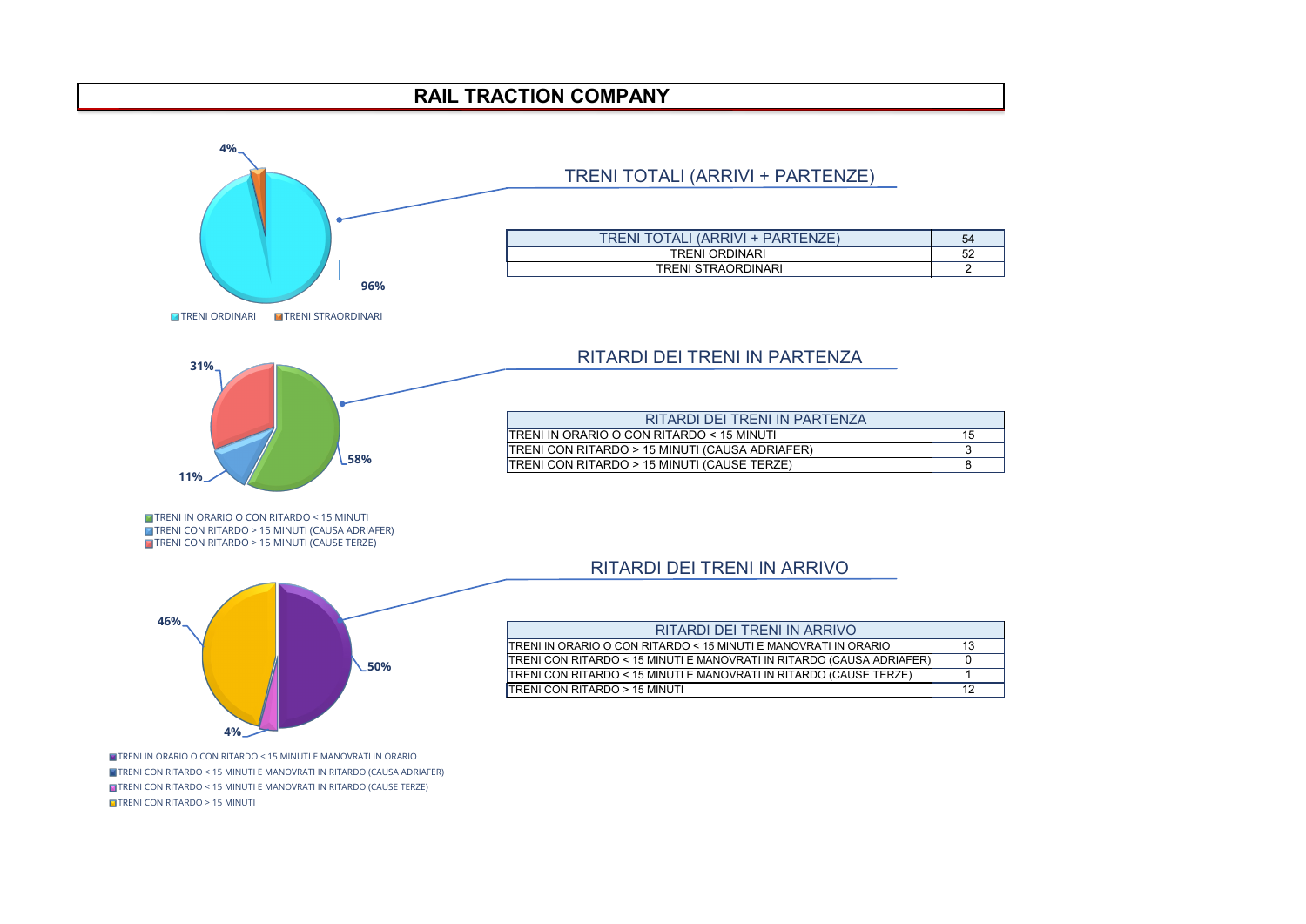# RAIL TRACTION COMPANY

4%

96%

TRENI ORDINARI　TRENI STRAORDINARI

## TRENI TOTALI (ARRIVI + PARTENZE)

| TRENI TOTALI (ARRIVI + PARTENZE) | 54 |
|---|---|
| TRENI ORDINARI | 52 |
| TRENI STRAORDINARI | 2 |

31%

11%

58%

TRENI IN ORARIO O CON RITARDO < 15 MINUTI
TRENI CON RITARDO > 15 MINUTI (CAUSA ADRIAFER)
TRENI CON RITARDO > 15 MINUTI (CAUSE TERZE)

## RITARDI DEI TRENI IN PARTENZA

| RITARDI DEI TRENI IN PARTENZA | |
|---|---|
| TRENI IN ORARIO O CON RITARDO < 15 MINUTI | 15 |
| TRENI CON RITARDO > 15 MINUTI (CAUSA ADRIAFER) | 3 |
| TRENI CON RITARDO > 15 MINUTI (CAUSE TERZE) | 8 |

46%

50%

4%

TRENI IN ORARIO O CON RITARDO < 15 MINUTI E MANOVRATI IN ORARIO
TRENI CON RITARDO < 15 MINUTI E MANOVRATI IN RITARDO (CAUSA ADRIAFER)
TRENI CON RITARDO < 15 MINUTI E MANOVRATI IN RITARDO (CAUSE TERZE)
TRENI CON RITARDO > 15 MINUTI

## RITARDI DEI TRENI IN ARRIVO

| RITARDI DEI TRENI IN ARRIVO | |
|---|---|
| TRENI IN ORARIO O CON RITARDO < 15 MINUTI E MANOVRATI IN ORARIO | 13 |
| TRENI CON RITARDO < 15 MINUTI E MANOVRATI IN RITARDO (CAUSA ADRIAFER) | 0 |
| TRENI CON RITARDO < 15 MINUTI E MANOVRATI IN RITARDO (CAUSE TERZE) | 1 |
| TRENI CON RITARDO > 15 MINUTI | 12 |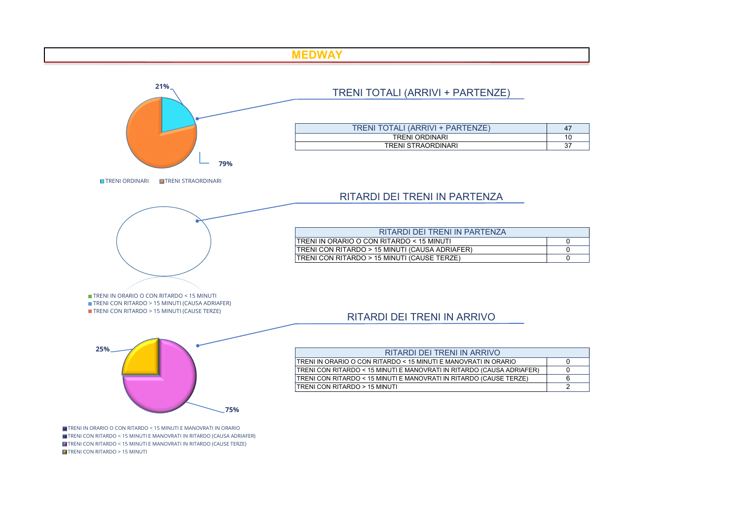# MEDWAY

21%

79%

TRENI ORDINARI
TRENI STRAORDINARI

## TRENI TOTALI (ARRIVI + PARTENZE)

| TRENI TOTALI (ARRIVI + PARTENZE) | 47 |
| --- | --- |
| TRENI ORDINARI | 10 |
| TRENI STRAORDINARI | 37 |

TRENI IN ORARIO O CON RITARDO < 15 MINUTI
TRENI CON RITARDO > 15 MINUTI (CAUSA ADRIAFER)
TRENI CON RITARDO > 15 MINUTI (CAUSE TERZE)

## RITARDI DEI TRENI IN PARTENZA

| RITARDI DEI TRENI IN PARTENZA | |
| --- | --- |
| TRENI IN ORARIO O CON RITARDO < 15 MINUTI | 0 |
| TRENI CON RITARDO > 15 MINUTI (CAUSA ADRIAFER) | 0 |
| TRENI CON RITARDO > 15 MINUTI (CAUSE TERZE) | 0 |

25%

75%

TRENI IN ORARIO O CON RITARDO < 15 MINUTI E MANOVRATI IN ORARIO
TRENI CON RITARDO < 15 MINUTI E MANOVRATI IN RITARDO (CAUSA ADRIAFER)
TRENI CON RITARDO < 15 MINUTI E MANOVRATI IN RITARDO (CAUSE TERZE)
TRENI CON RITARDO > 15 MINUTI

## RITARDI DEI TRENI IN ARRIVO

| RITARDI DEI TRENI IN ARRIVO | |
| --- | --- |
| TRENI IN ORARIO O CON RITARDO < 15 MINUTI E MANOVRATI IN ORARIO | 0 |
| TRENI CON RITARDO < 15 MINUTI E MANOVRATI IN RITARDO (CAUSA ADRIAFER) | 0 |
| TRENI CON RITARDO < 15 MINUTI E MANOVRATI IN RITARDO (CAUSE TERZE) | 6 |
| TRENI CON RITARDO > 15 MINUTI | 2 |